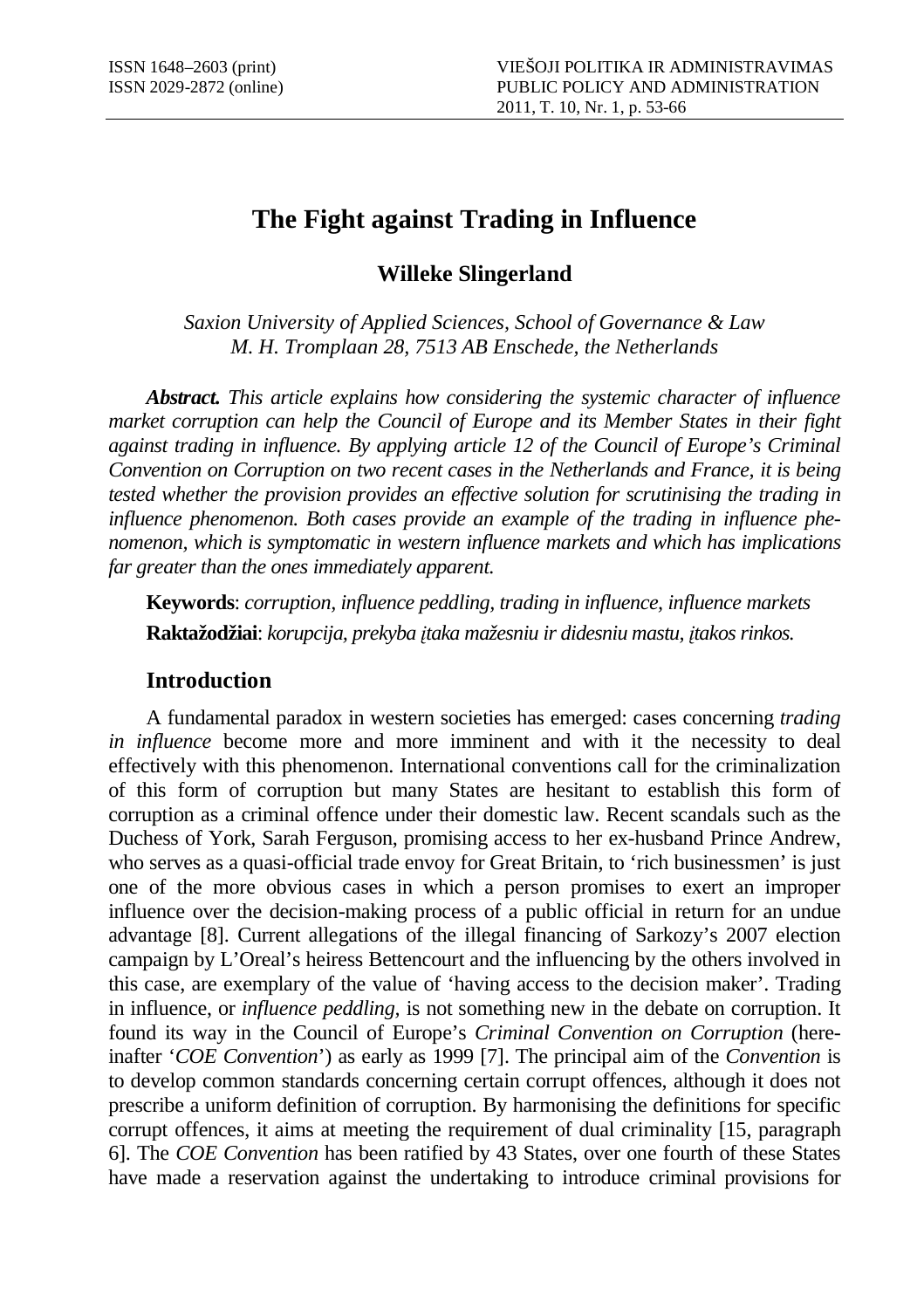# The Fight against Trading in Influence

**Willeke Slingerland**

*Saxion University of Applied Sciences, School of Governance & Law*
*M. H. Tromplaan 28, 7513 AB Enschede, the Netherlands*

***Abstract.*** *This article explains how considering the systemic character of influence market corruption can help the Council of Europe and its Member States in their fight against trading in influence. By applying article 12 of the Council of Europe's Criminal Convention on Corruption on two recent cases in the Netherlands and France, it is being tested whether the provision provides an effective solution for scrutinising the trading in influence phenomenon. Both cases provide an example of the trading in influence phenomenon, which is symptomatic in western influence markets and which has implications far greater than the ones immediately apparent.*

**Keywords**: *corruption, influence peddling, trading in influence, influence markets*

**Raktažodžiai**: *korupcija, prekyba įtaka mažesniu ir didesniu mastu, įtakos rinkos.*

## Introduction

A fundamental paradox in western societies has emerged: cases concerning *trading in influence* become more and more imminent and with it the necessity to deal effectively with this phenomenon. International conventions call for the criminalization of this form of corruption but many States are hesitant to establish this form of corruption as a criminal offence under their domestic law. Recent scandals such as the Duchess of York, Sarah Ferguson, promising access to her ex-husband Prince Andrew, who serves as a quasi-official trade envoy for Great Britain, to 'rich businessmen' is just one of the more obvious cases in which a person promises to exert an improper influence over the decision-making process of a public official in return for an undue advantage [8]. Current allegations of the illegal financing of Sarkozy's 2007 election campaign by L'Oreal's heiress Bettencourt and the influencing by the others involved in this case, are exemplary of the value of 'having access to the decision maker'. Trading in influence, or *influence peddling*, is not something new in the debate on corruption. It found its way in the Council of Europe's *Criminal Convention on Corruption* (hereinafter '*COE Convention*') as early as 1999 [7]. The principal aim of the *Convention* is to develop common standards concerning certain corrupt offences, although it does not prescribe a uniform definition of corruption. By harmonising the definitions for specific corrupt offences, it aims at meeting the requirement of dual criminality [15, paragraph 6]. The *COE Convention* has been ratified by 43 States, over one fourth of these States have made a reservation against the undertaking to introduce criminal provisions for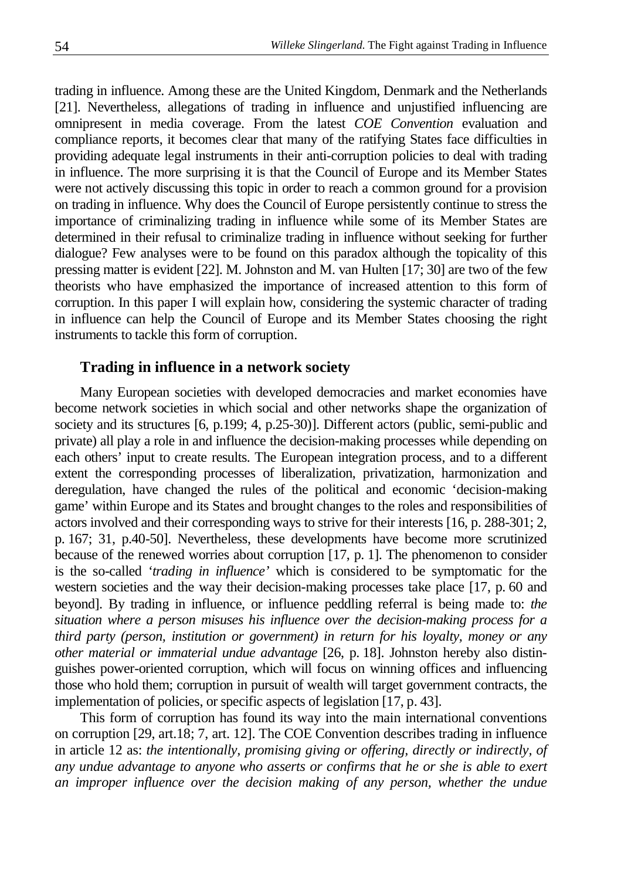trading in influence. Among these are the United Kingdom, Denmark and the Netherlands [21]. Nevertheless, allegations of trading in influence and unjustified influencing are omnipresent in media coverage. From the latest *COE Convention* evaluation and compliance reports, it becomes clear that many of the ratifying States face difficulties in providing adequate legal instruments in their anti-corruption policies to deal with trading in influence. The more surprising it is that the Council of Europe and its Member States were not actively discussing this topic in order to reach a common ground for a provision on trading in influence. Why does the Council of Europe persistently continue to stress the importance of criminalizing trading in influence while some of its Member States are determined in their refusal to criminalize trading in influence without seeking for further dialogue? Few analyses were to be found on this paradox although the topicality of this pressing matter is evident [22]. M. Johnston and M. van Hulten [17; 30] are two of the few theorists who have emphasized the importance of increased attention to this form of corruption. In this paper I will explain how, considering the systemic character of trading in influence can help the Council of Europe and its Member States choosing the right instruments to tackle this form of corruption.

## Trading in influence in a network society

Many European societies with developed democracies and market economies have become network societies in which social and other networks shape the organization of society and its structures [6, p.199; 4, p.25-30)]. Different actors (public, semi-public and private) all play a role in and influence the decision-making processes while depending on each others' input to create results. The European integration process, and to a different extent the corresponding processes of liberalization, privatization, harmonization and deregulation, have changed the rules of the political and economic 'decision-making game' within Europe and its States and brought changes to the roles and responsibilities of actors involved and their corresponding ways to strive for their interests [16, p. 288-301; 2, p. 167; 31, p.40-50]. Nevertheless, these developments have become more scrutinized because of the renewed worries about corruption [17, p. 1]. The phenomenon to consider is the so-called *'trading in influence'* which is considered to be symptomatic for the western societies and the way their decision-making processes take place [17, p. 60 and beyond]. By trading in influence, or influence peddling referral is being made to: *the situation where a person misuses his influence over the decision-making process for a third party (person, institution or government) in return for his loyalty, money or any other material or immaterial undue advantage* [26, p. 18]. Johnston hereby also distinguishes power-oriented corruption, which will focus on winning offices and influencing those who hold them; corruption in pursuit of wealth will target government contracts, the implementation of policies, or specific aspects of legislation [17, p. 43].

This form of corruption has found its way into the main international conventions on corruption [29, art.18; 7, art. 12]. The COE Convention describes trading in influence in article 12 as: *the intentionally, promising giving or offering, directly or indirectly, of any undue advantage to anyone who asserts or confirms that he or she is able to exert an improper influence over the decision making of any person, whether the undue*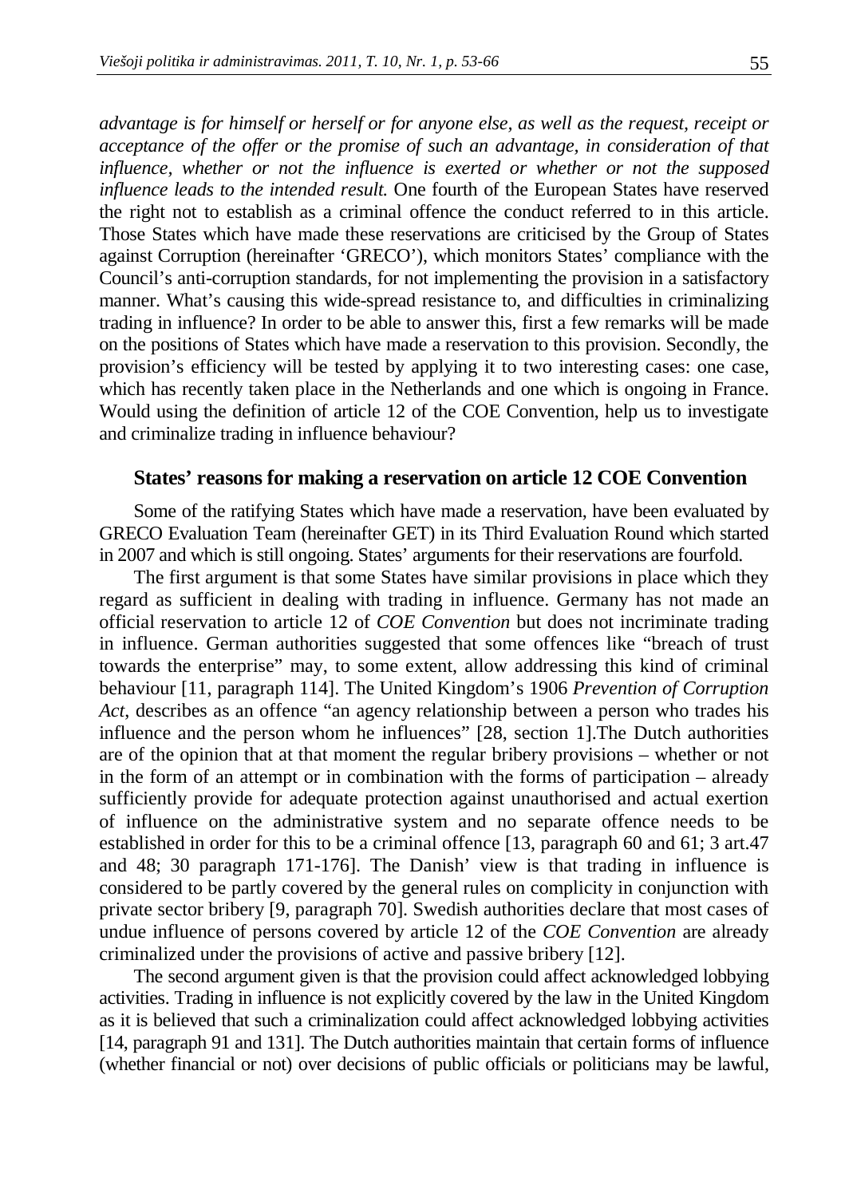*advantage is for himself or herself or for anyone else, as well as the request, receipt or acceptance of the offer or the promise of such an advantage, in consideration of that influence, whether or not the influence is exerted or whether or not the supposed influence leads to the intended result.* One fourth of the European States have reserved the right not to establish as a criminal offence the conduct referred to in this article. Those States which have made these reservations are criticised by the Group of States against Corruption (hereinafter 'GRECO'), which monitors States' compliance with the Council's anti-corruption standards, for not implementing the provision in a satisfactory manner. What's causing this wide-spread resistance to, and difficulties in criminalizing trading in influence? In order to be able to answer this, first a few remarks will be made on the positions of States which have made a reservation to this provision. Secondly, the provision's efficiency will be tested by applying it to two interesting cases: one case, which has recently taken place in the Netherlands and one which is ongoing in France. Would using the definition of article 12 of the COE Convention, help us to investigate and criminalize trading in influence behaviour?

## States' reasons for making a reservation on article 12 COE Convention

Some of the ratifying States which have made a reservation, have been evaluated by GRECO Evaluation Team (hereinafter GET) in its Third Evaluation Round which started in 2007 and which is still ongoing. States' arguments for their reservations are fourfold.

The first argument is that some States have similar provisions in place which they regard as sufficient in dealing with trading in influence. Germany has not made an official reservation to article 12 of *COE Convention* but does not incriminate trading in influence. German authorities suggested that some offences like "breach of trust towards the enterprise" may, to some extent, allow addressing this kind of criminal behaviour [11, paragraph 114]. The United Kingdom's 1906 *Prevention of Corruption Act*, describes as an offence "an agency relationship between a person who trades his influence and the person whom he influences" [28, section 1].The Dutch authorities are of the opinion that at that moment the regular bribery provisions – whether or not in the form of an attempt or in combination with the forms of participation – already sufficiently provide for adequate protection against unauthorised and actual exertion of influence on the administrative system and no separate offence needs to be established in order for this to be a criminal offence [13, paragraph 60 and 61; 3 art.47 and 48; 30 paragraph 171-176]. The Danish' view is that trading in influence is considered to be partly covered by the general rules on complicity in conjunction with private sector bribery [9, paragraph 70]. Swedish authorities declare that most cases of undue influence of persons covered by article 12 of the *COE Convention* are already criminalized under the provisions of active and passive bribery [12].

The second argument given is that the provision could affect acknowledged lobbying activities. Trading in influence is not explicitly covered by the law in the United Kingdom as it is believed that such a criminalization could affect acknowledged lobbying activities [14, paragraph 91 and 131]. The Dutch authorities maintain that certain forms of influence (whether financial or not) over decisions of public officials or politicians may be lawful,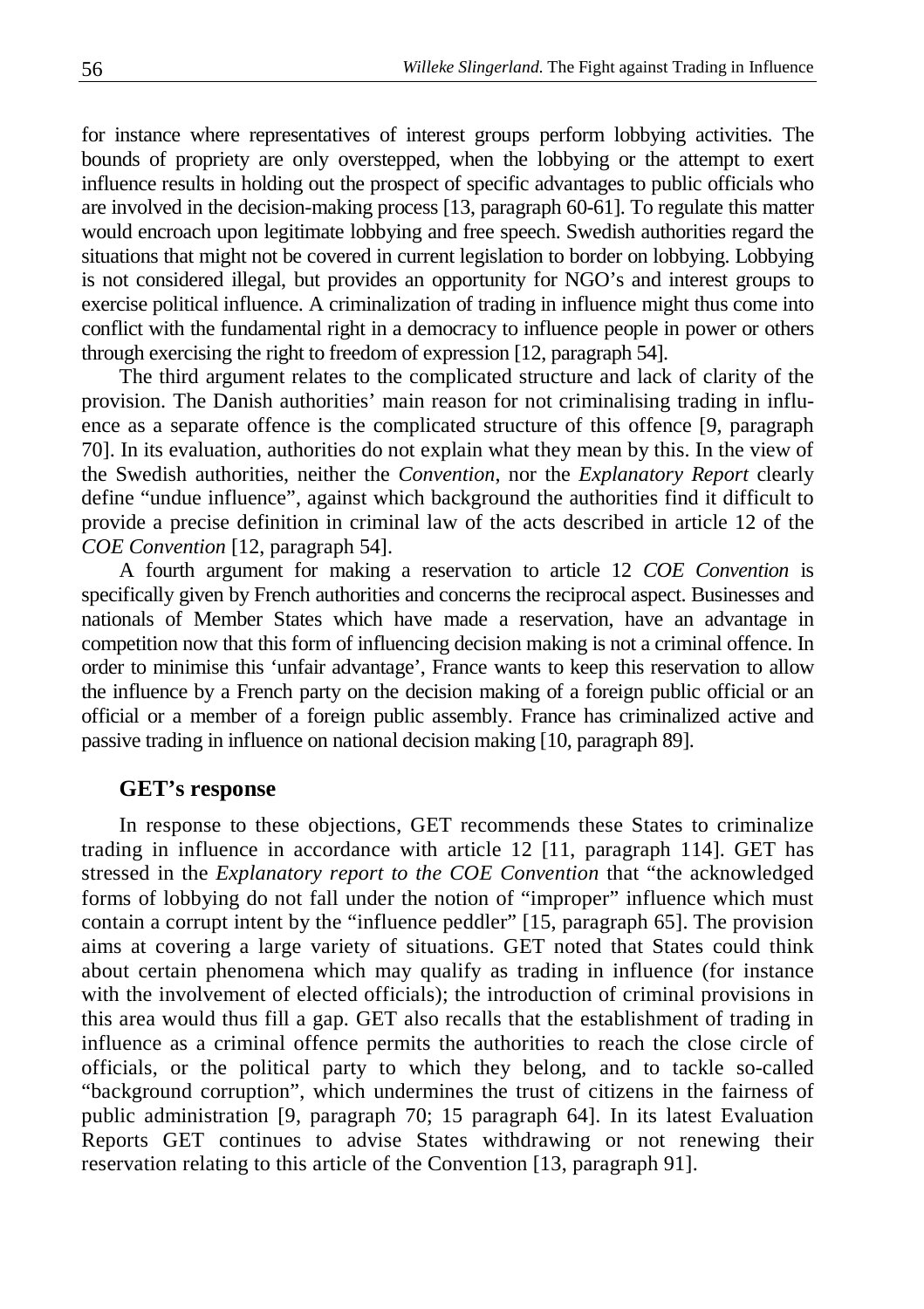for instance where representatives of interest groups perform lobbying activities. The bounds of propriety are only overstepped, when the lobbying or the attempt to exert influence results in holding out the prospect of specific advantages to public officials who are involved in the decision-making process [13, paragraph 60-61]. To regulate this matter would encroach upon legitimate lobbying and free speech. Swedish authorities regard the situations that might not be covered in current legislation to border on lobbying. Lobbying is not considered illegal, but provides an opportunity for NGO's and interest groups to exercise political influence. A criminalization of trading in influence might thus come into conflict with the fundamental right in a democracy to influence people in power or others through exercising the right to freedom of expression [12, paragraph 54].

The third argument relates to the complicated structure and lack of clarity of the provision. The Danish authorities' main reason for not criminalising trading in influence as a separate offence is the complicated structure of this offence [9, paragraph 70]. In its evaluation, authorities do not explain what they mean by this. In the view of the Swedish authorities, neither the *Convention*, nor the *Explanatory Report* clearly define "undue influence", against which background the authorities find it difficult to provide a precise definition in criminal law of the acts described in article 12 of the *COE Convention* [12, paragraph 54].

A fourth argument for making a reservation to article 12 *COE Convention* is specifically given by French authorities and concerns the reciprocal aspect. Businesses and nationals of Member States which have made a reservation, have an advantage in competition now that this form of influencing decision making is not a criminal offence. In order to minimise this 'unfair advantage', France wants to keep this reservation to allow the influence by a French party on the decision making of a foreign public official or an official or a member of a foreign public assembly. France has criminalized active and passive trading in influence on national decision making [10, paragraph 89].

### GET's response

In response to these objections, GET recommends these States to criminalize trading in influence in accordance with article 12 [11, paragraph 114]. GET has stressed in the *Explanatory report to the COE Convention* that "the acknowledged forms of lobbying do not fall under the notion of "improper" influence which must contain a corrupt intent by the "influence peddler" [15, paragraph 65]. The provision aims at covering a large variety of situations. GET noted that States could think about certain phenomena which may qualify as trading in influence (for instance with the involvement of elected officials); the introduction of criminal provisions in this area would thus fill a gap. GET also recalls that the establishment of trading in influence as a criminal offence permits the authorities to reach the close circle of officials, or the political party to which they belong, and to tackle so-called "background corruption", which undermines the trust of citizens in the fairness of public administration [9, paragraph 70; 15 paragraph 64]. In its latest Evaluation Reports GET continues to advise States withdrawing or not renewing their reservation relating to this article of the Convention [13, paragraph 91].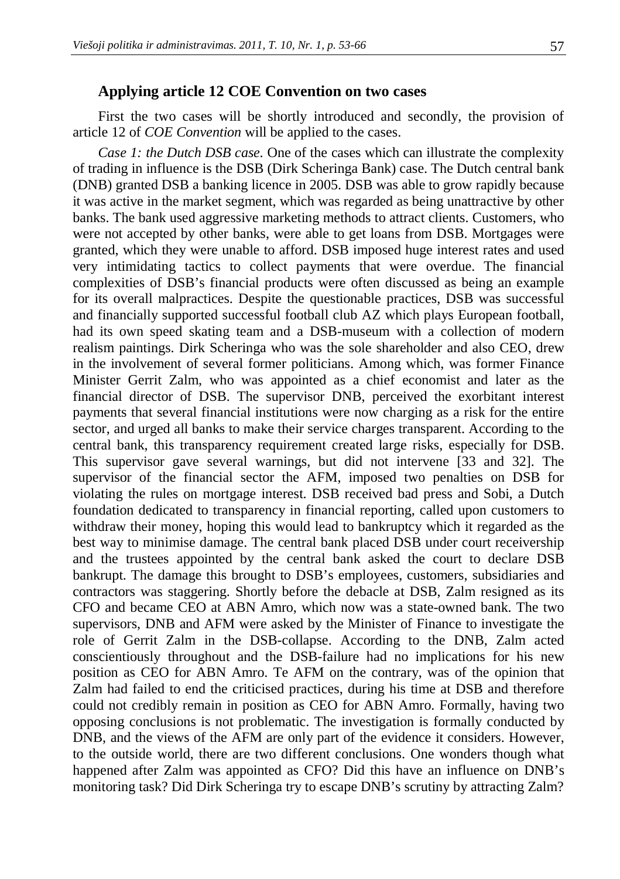## Applying article 12 COE Convention on two cases

First the two cases will be shortly introduced and secondly, the provision of article 12 of *COE Convention* will be applied to the cases.

*Case 1: the Dutch DSB case.* One of the cases which can illustrate the complexity of trading in influence is the DSB (Dirk Scheringa Bank) case. The Dutch central bank (DNB) granted DSB a banking licence in 2005. DSB was able to grow rapidly because it was active in the market segment, which was regarded as being unattractive by other banks. The bank used aggressive marketing methods to attract clients. Customers, who were not accepted by other banks, were able to get loans from DSB. Mortgages were granted, which they were unable to afford. DSB imposed huge interest rates and used very intimidating tactics to collect payments that were overdue. The financial complexities of DSB's financial products were often discussed as being an example for its overall malpractices. Despite the questionable practices, DSB was successful and financially supported successful football club AZ which plays European football, had its own speed skating team and a DSB-museum with a collection of modern realism paintings. Dirk Scheringa who was the sole shareholder and also CEO, drew in the involvement of several former politicians. Among which, was former Finance Minister Gerrit Zalm, who was appointed as a chief economist and later as the financial director of DSB. The supervisor DNB, perceived the exorbitant interest payments that several financial institutions were now charging as a risk for the entire sector, and urged all banks to make their service charges transparent. According to the central bank, this transparency requirement created large risks, especially for DSB. This supervisor gave several warnings, but did not intervene [33 and 32]. The supervisor of the financial sector the AFM, imposed two penalties on DSB for violating the rules on mortgage interest. DSB received bad press and Sobi, a Dutch foundation dedicated to transparency in financial reporting, called upon customers to withdraw their money, hoping this would lead to bankruptcy which it regarded as the best way to minimise damage. The central bank placed DSB under court receivership and the trustees appointed by the central bank asked the court to declare DSB bankrupt. The damage this brought to DSB's employees, customers, subsidiaries and contractors was staggering. Shortly before the debacle at DSB, Zalm resigned as its CFO and became CEO at ABN Amro, which now was a state-owned bank. The two supervisors, DNB and AFM were asked by the Minister of Finance to investigate the role of Gerrit Zalm in the DSB-collapse. According to the DNB, Zalm acted conscientiously throughout and the DSB-failure had no implications for his new position as CEO for ABN Amro. Te AFM on the contrary, was of the opinion that Zalm had failed to end the criticised practices, during his time at DSB and therefore could not credibly remain in position as CEO for ABN Amro. Formally, having two opposing conclusions is not problematic. The investigation is formally conducted by DNB, and the views of the AFM are only part of the evidence it considers. However, to the outside world, there are two different conclusions. One wonders though what happened after Zalm was appointed as CFO? Did this have an influence on DNB's monitoring task? Did Dirk Scheringa try to escape DNB's scrutiny by attracting Zalm?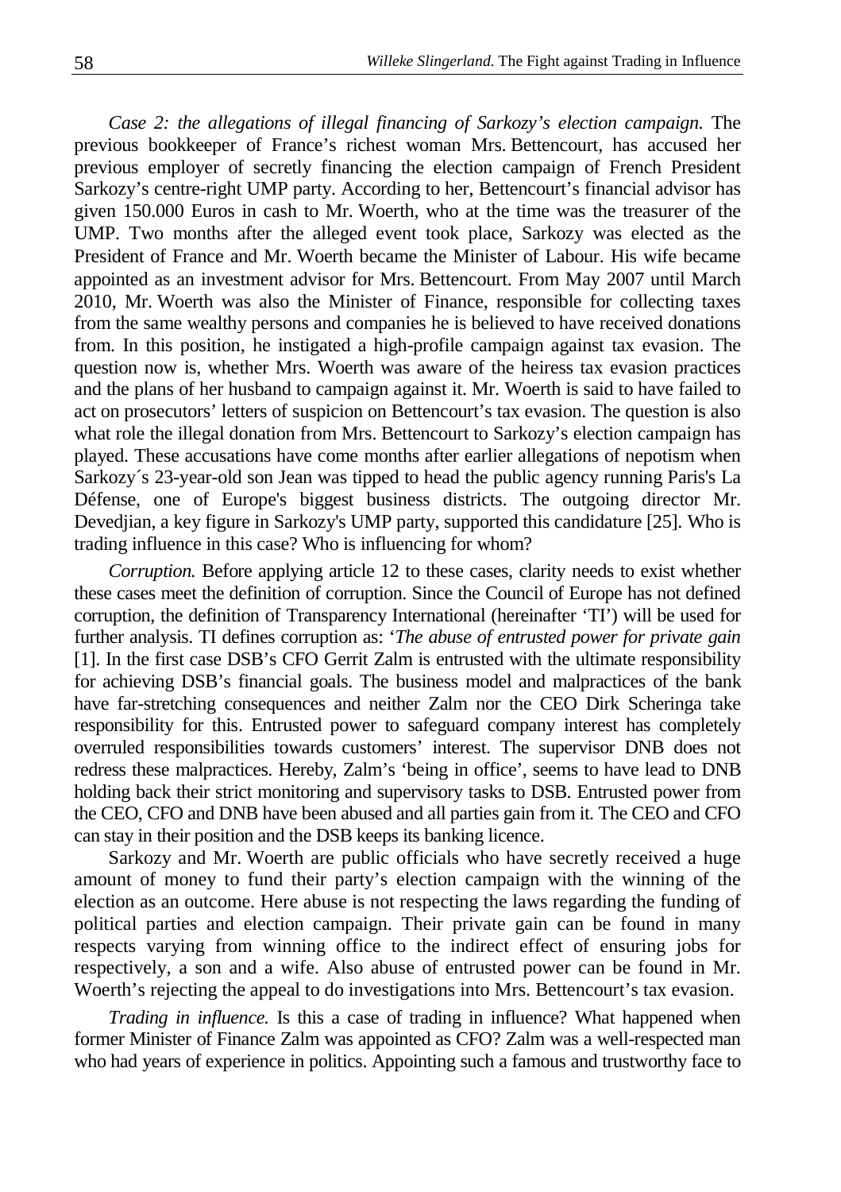*Case 2: the allegations of illegal financing of Sarkozy's election campaign.* The previous bookkeeper of France's richest woman Mrs. Bettencourt, has accused her previous employer of secretly financing the election campaign of French President Sarkozy's centre-right UMP party. According to her, Bettencourt's financial advisor has given 150.000 Euros in cash to Mr. Woerth, who at the time was the treasurer of the UMP. Two months after the alleged event took place, Sarkozy was elected as the President of France and Mr. Woerth became the Minister of Labour. His wife became appointed as an investment advisor for Mrs. Bettencourt. From May 2007 until March 2010, Mr. Woerth was also the Minister of Finance, responsible for collecting taxes from the same wealthy persons and companies he is believed to have received donations from. In this position, he instigated a high-profile campaign against tax evasion. The question now is, whether Mrs. Woerth was aware of the heiress tax evasion practices and the plans of her husband to campaign against it. Mr. Woerth is said to have failed to act on prosecutors' letters of suspicion on Bettencourt's tax evasion. The question is also what role the illegal donation from Mrs. Bettencourt to Sarkozy's election campaign has played. These accusations have come months after earlier allegations of nepotism when Sarkozy´s 23-year-old son Jean was tipped to head the public agency running Paris's La Défense, one of Europe's biggest business districts. The outgoing director Mr. Devedjian, a key figure in Sarkozy's UMP party, supported this candidature [25]. Who is trading influence in this case? Who is influencing for whom?

*Corruption.* Before applying article 12 to these cases, clarity needs to exist whether these cases meet the definition of corruption. Since the Council of Europe has not defined corruption, the definition of Transparency International (hereinafter 'TI') will be used for further analysis. TI defines corruption as: '*The abuse of entrusted power for private gain* [1]. In the first case DSB's CFO Gerrit Zalm is entrusted with the ultimate responsibility for achieving DSB's financial goals. The business model and malpractices of the bank have far-stretching consequences and neither Zalm nor the CEO Dirk Scheringa take responsibility for this. Entrusted power to safeguard company interest has completely overruled responsibilities towards customers' interest. The supervisor DNB does not redress these malpractices. Hereby, Zalm's 'being in office', seems to have lead to DNB holding back their strict monitoring and supervisory tasks to DSB. Entrusted power from the CEO, CFO and DNB have been abused and all parties gain from it. The CEO and CFO can stay in their position and the DSB keeps its banking licence.

Sarkozy and Mr. Woerth are public officials who have secretly received a huge amount of money to fund their party's election campaign with the winning of the election as an outcome. Here abuse is not respecting the laws regarding the funding of political parties and election campaign. Their private gain can be found in many respects varying from winning office to the indirect effect of ensuring jobs for respectively, a son and a wife. Also abuse of entrusted power can be found in Mr. Woerth's rejecting the appeal to do investigations into Mrs. Bettencourt's tax evasion.

*Trading in influence.* Is this a case of trading in influence? What happened when former Minister of Finance Zalm was appointed as CFO? Zalm was a well-respected man who had years of experience in politics. Appointing such a famous and trustworthy face to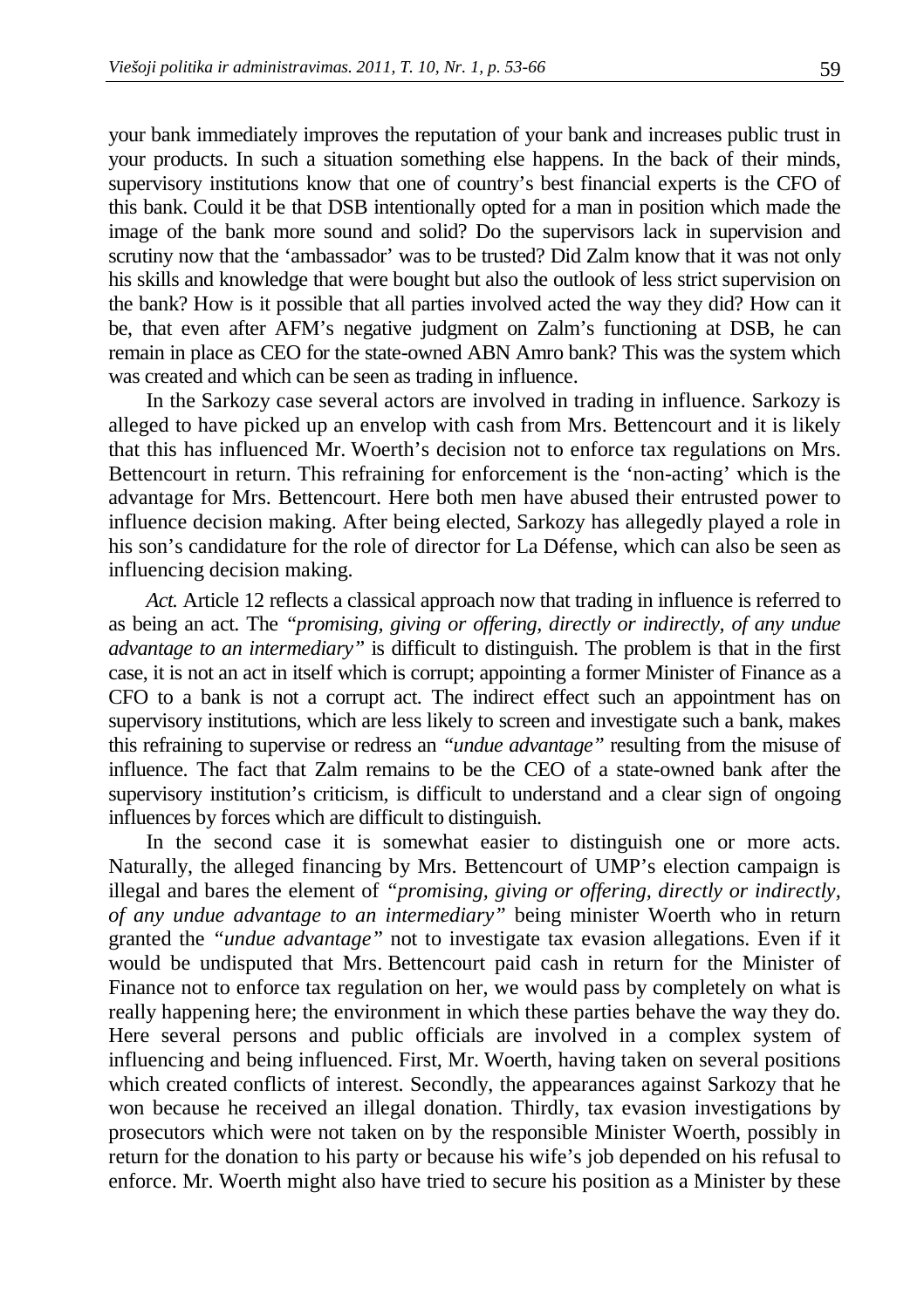your bank immediately improves the reputation of your bank and increases public trust in your products. In such a situation something else happens. In the back of their minds, supervisory institutions know that one of country's best financial experts is the CFO of this bank. Could it be that DSB intentionally opted for a man in position which made the image of the bank more sound and solid? Do the supervisors lack in supervision and scrutiny now that the 'ambassador' was to be trusted? Did Zalm know that it was not only his skills and knowledge that were bought but also the outlook of less strict supervision on the bank? How is it possible that all parties involved acted the way they did? How can it be, that even after AFM's negative judgment on Zalm's functioning at DSB, he can remain in place as CEO for the state-owned ABN Amro bank? This was the system which was created and which can be seen as trading in influence.

In the Sarkozy case several actors are involved in trading in influence. Sarkozy is alleged to have picked up an envelop with cash from Mrs. Bettencourt and it is likely that this has influenced Mr. Woerth's decision not to enforce tax regulations on Mrs. Bettencourt in return. This refraining for enforcement is the 'non-acting' which is the advantage for Mrs. Bettencourt. Here both men have abused their entrusted power to influence decision making. After being elected, Sarkozy has allegedly played a role in his son's candidature for the role of director for La Défense, which can also be seen as influencing decision making.

*Act.* Article 12 reflects a classical approach now that trading in influence is referred to as being an act. The *"promising, giving or offering, directly or indirectly, of any undue advantage to an intermediary"* is difficult to distinguish. The problem is that in the first case, it is not an act in itself which is corrupt; appointing a former Minister of Finance as a CFO to a bank is not a corrupt act. The indirect effect such an appointment has on supervisory institutions, which are less likely to screen and investigate such a bank, makes this refraining to supervise or redress an *"undue advantage"* resulting from the misuse of influence. The fact that Zalm remains to be the CEO of a state-owned bank after the supervisory institution's criticism, is difficult to understand and a clear sign of ongoing influences by forces which are difficult to distinguish.

In the second case it is somewhat easier to distinguish one or more acts. Naturally, the alleged financing by Mrs. Bettencourt of UMP's election campaign is illegal and bares the element of *"promising, giving or offering, directly or indirectly, of any undue advantage to an intermediary"* being minister Woerth who in return granted the *"undue advantage"* not to investigate tax evasion allegations. Even if it would be undisputed that Mrs. Bettencourt paid cash in return for the Minister of Finance not to enforce tax regulation on her, we would pass by completely on what is really happening here; the environment in which these parties behave the way they do. Here several persons and public officials are involved in a complex system of influencing and being influenced. First, Mr. Woerth, having taken on several positions which created conflicts of interest. Secondly, the appearances against Sarkozy that he won because he received an illegal donation. Thirdly, tax evasion investigations by prosecutors which were not taken on by the responsible Minister Woerth, possibly in return for the donation to his party or because his wife's job depended on his refusal to enforce. Mr. Woerth might also have tried to secure his position as a Minister by these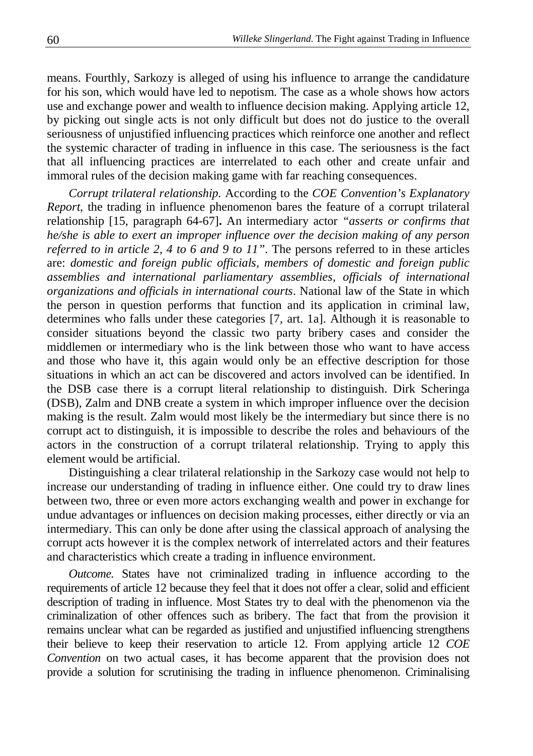means. Fourthly, Sarkozy is alleged of using his influence to arrange the candidature for his son, which would have led to nepotism. The case as a whole shows how actors use and exchange power and wealth to influence decision making. Applying article 12, by picking out single acts is not only difficult but does not do justice to the overall seriousness of unjustified influencing practices which reinforce one another and reflect the systemic character of trading in influence in this case. The seriousness is the fact that all influencing practices are interrelated to each other and create unfair and immoral rules of the decision making game with far reaching consequences.

*Corrupt trilateral relationship.* According to the *COE Convention's Explanatory Report*, the trading in influence phenomenon bares the feature of a corrupt trilateral relationship [15, paragraph 64-67]**.** An intermediary actor *"asserts or confirms that he/she is able to exert an improper influence over the decision making of any person referred to in article 2, 4 to 6 and 9 to 11"*. The persons referred to in these articles are: *domestic and foreign public officials, members of domestic and foreign public assemblies and international parliamentary assemblies, officials of international organizations and officials in international courts*. National law of the State in which the person in question performs that function and its application in criminal law, determines who falls under these categories [7, art. 1a]. Although it is reasonable to consider situations beyond the classic two party bribery cases and consider the middlemen or intermediary who is the link between those who want to have access and those who have it, this again would only be an effective description for those situations in which an act can be discovered and actors involved can be identified. In the DSB case there is a corrupt literal relationship to distinguish. Dirk Scheringa (DSB), Zalm and DNB create a system in which improper influence over the decision making is the result. Zalm would most likely be the intermediary but since there is no corrupt act to distinguish, it is impossible to describe the roles and behaviours of the actors in the construction of a corrupt trilateral relationship. Trying to apply this element would be artificial.

Distinguishing a clear trilateral relationship in the Sarkozy case would not help to increase our understanding of trading in influence either. One could try to draw lines between two, three or even more actors exchanging wealth and power in exchange for undue advantages or influences on decision making processes, either directly or via an intermediary. This can only be done after using the classical approach of analysing the corrupt acts however it is the complex network of interrelated actors and their features and characteristics which create a trading in influence environment.

*Outcome.* States have not criminalized trading in influence according to the requirements of article 12 because they feel that it does not offer a clear, solid and efficient description of trading in influence. Most States try to deal with the phenomenon via the criminalization of other offences such as bribery. The fact that from the provision it remains unclear what can be regarded as justified and unjustified influencing strengthens their believe to keep their reservation to article 12. From applying article 12 *COE Convention* on two actual cases, it has become apparent that the provision does not provide a solution for scrutinising the trading in influence phenomenon. Criminalising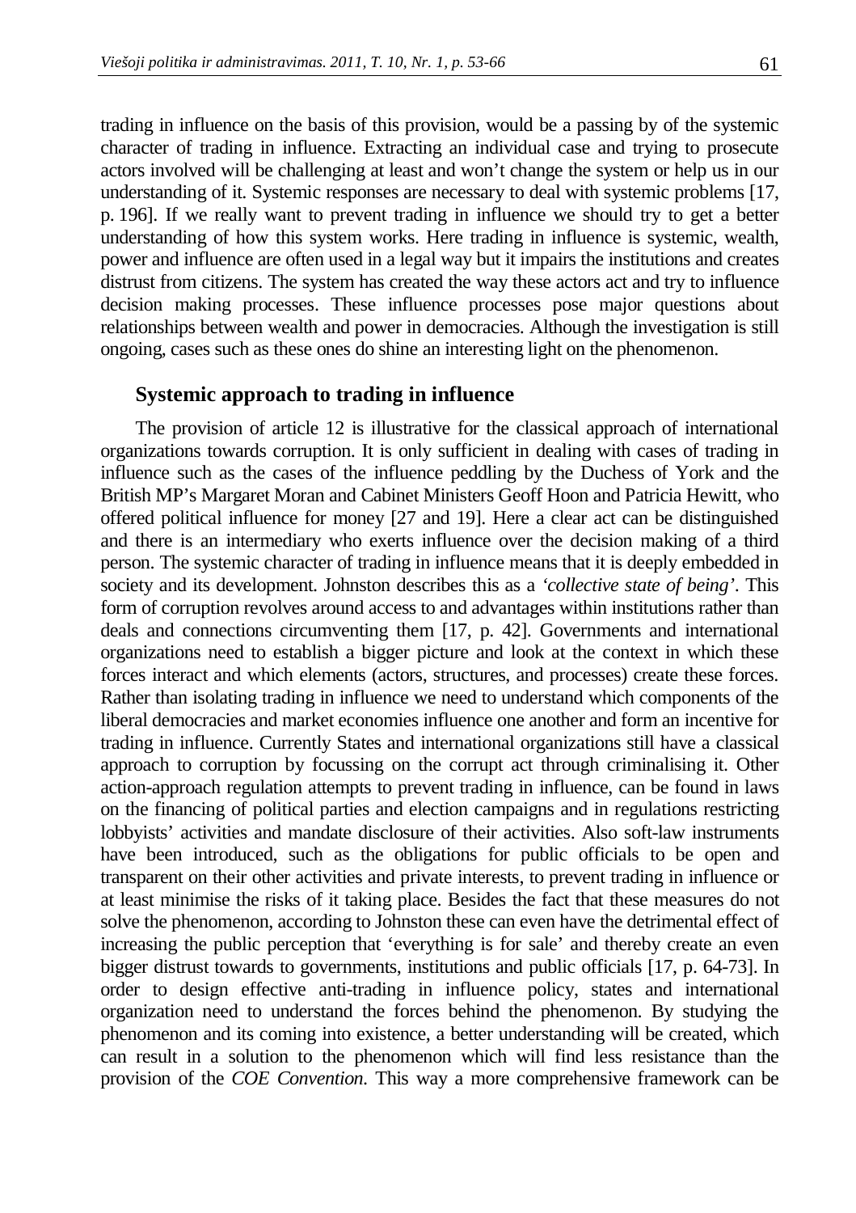trading in influence on the basis of this provision, would be a passing by of the systemic character of trading in influence. Extracting an individual case and trying to prosecute actors involved will be challenging at least and won't change the system or help us in our understanding of it. Systemic responses are necessary to deal with systemic problems [17, p. 196]. If we really want to prevent trading in influence we should try to get a better understanding of how this system works. Here trading in influence is systemic, wealth, power and influence are often used in a legal way but it impairs the institutions and creates distrust from citizens. The system has created the way these actors act and try to influence decision making processes. These influence processes pose major questions about relationships between wealth and power in democracies. Although the investigation is still ongoing, cases such as these ones do shine an interesting light on the phenomenon.

## Systemic approach to trading in influence

The provision of article 12 is illustrative for the classical approach of international organizations towards corruption. It is only sufficient in dealing with cases of trading in influence such as the cases of the influence peddling by the Duchess of York and the British MP's Margaret Moran and Cabinet Ministers Geoff Hoon and Patricia Hewitt, who offered political influence for money [27 and 19]. Here a clear act can be distinguished and there is an intermediary who exerts influence over the decision making of a third person. The systemic character of trading in influence means that it is deeply embedded in society and its development. Johnston describes this as a *'collective state of being'*. This form of corruption revolves around access to and advantages within institutions rather than deals and connections circumventing them [17, p. 42]. Governments and international organizations need to establish a bigger picture and look at the context in which these forces interact and which elements (actors, structures, and processes) create these forces. Rather than isolating trading in influence we need to understand which components of the liberal democracies and market economies influence one another and form an incentive for trading in influence. Currently States and international organizations still have a classical approach to corruption by focussing on the corrupt act through criminalising it. Other action-approach regulation attempts to prevent trading in influence, can be found in laws on the financing of political parties and election campaigns and in regulations restricting lobbyists' activities and mandate disclosure of their activities. Also soft-law instruments have been introduced, such as the obligations for public officials to be open and transparent on their other activities and private interests, to prevent trading in influence or at least minimise the risks of it taking place. Besides the fact that these measures do not solve the phenomenon, according to Johnston these can even have the detrimental effect of increasing the public perception that 'everything is for sale' and thereby create an even bigger distrust towards to governments, institutions and public officials [17, p. 64-73]. In order to design effective anti-trading in influence policy, states and international organization need to understand the forces behind the phenomenon. By studying the phenomenon and its coming into existence, a better understanding will be created, which can result in a solution to the phenomenon which will find less resistance than the provision of the *COE Convention.* This way a more comprehensive framework can be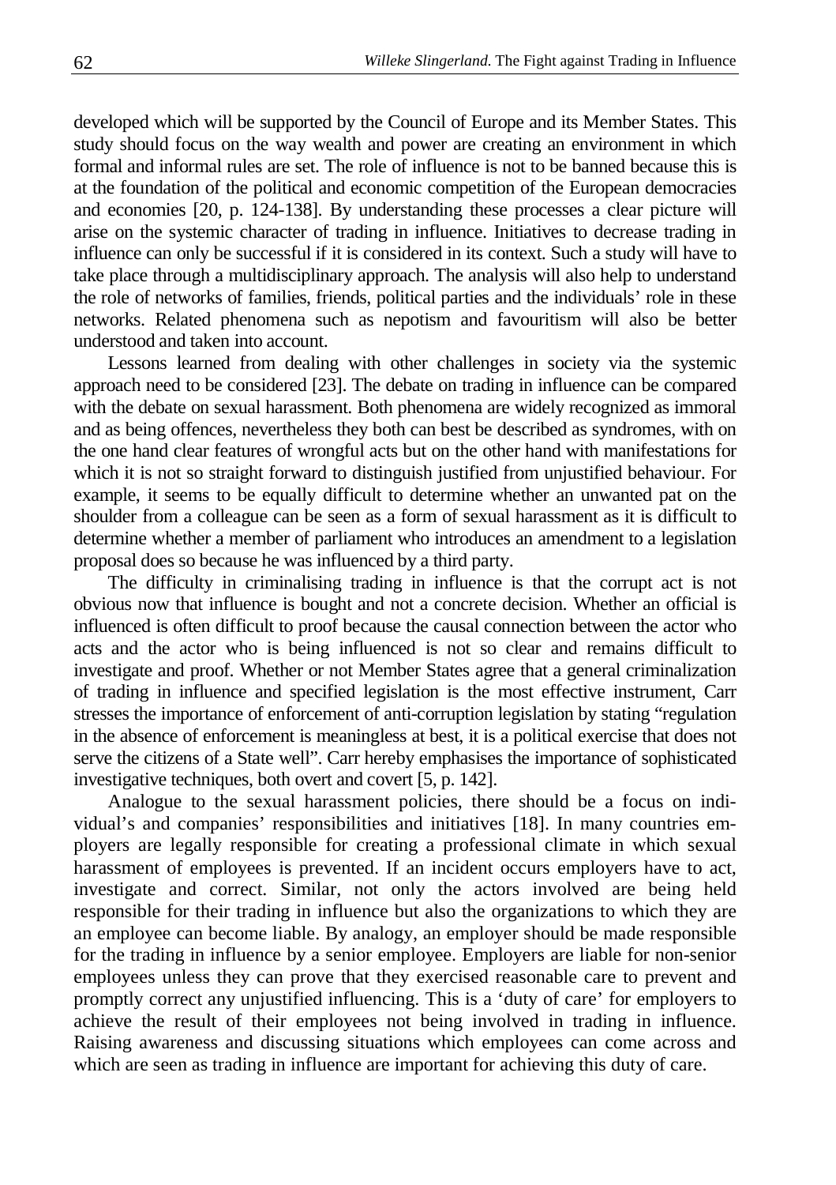developed which will be supported by the Council of Europe and its Member States. This study should focus on the way wealth and power are creating an environment in which formal and informal rules are set. The role of influence is not to be banned because this is at the foundation of the political and economic competition of the European democracies and economies [20, p. 124-138]. By understanding these processes a clear picture will arise on the systemic character of trading in influence. Initiatives to decrease trading in influence can only be successful if it is considered in its context. Such a study will have to take place through a multidisciplinary approach. The analysis will also help to understand the role of networks of families, friends, political parties and the individuals' role in these networks. Related phenomena such as nepotism and favouritism will also be better understood and taken into account.

Lessons learned from dealing with other challenges in society via the systemic approach need to be considered [23]. The debate on trading in influence can be compared with the debate on sexual harassment. Both phenomena are widely recognized as immoral and as being offences, nevertheless they both can best be described as syndromes, with on the one hand clear features of wrongful acts but on the other hand with manifestations for which it is not so straight forward to distinguish justified from unjustified behaviour. For example, it seems to be equally difficult to determine whether an unwanted pat on the shoulder from a colleague can be seen as a form of sexual harassment as it is difficult to determine whether a member of parliament who introduces an amendment to a legislation proposal does so because he was influenced by a third party.

The difficulty in criminalising trading in influence is that the corrupt act is not obvious now that influence is bought and not a concrete decision. Whether an official is influenced is often difficult to proof because the causal connection between the actor who acts and the actor who is being influenced is not so clear and remains difficult to investigate and proof. Whether or not Member States agree that a general criminalization of trading in influence and specified legislation is the most effective instrument, Carr stresses the importance of enforcement of anti-corruption legislation by stating "regulation in the absence of enforcement is meaningless at best, it is a political exercise that does not serve the citizens of a State well". Carr hereby emphasises the importance of sophisticated investigative techniques, both overt and covert [5, p. 142].

Analogue to the sexual harassment policies, there should be a focus on individual's and companies' responsibilities and initiatives [18]. In many countries employers are legally responsible for creating a professional climate in which sexual harassment of employees is prevented. If an incident occurs employers have to act, investigate and correct. Similar, not only the actors involved are being held responsible for their trading in influence but also the organizations to which they are an employee can become liable. By analogy, an employer should be made responsible for the trading in influence by a senior employee. Employers are liable for non-senior employees unless they can prove that they exercised reasonable care to prevent and promptly correct any unjustified influencing. This is a 'duty of care' for employers to achieve the result of their employees not being involved in trading in influence. Raising awareness and discussing situations which employees can come across and which are seen as trading in influence are important for achieving this duty of care.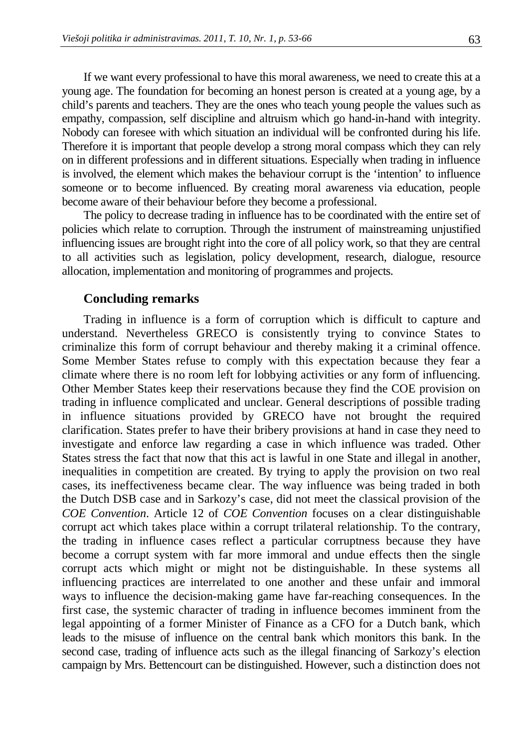If we want every professional to have this moral awareness, we need to create this at a young age. The foundation for becoming an honest person is created at a young age, by a child's parents and teachers. They are the ones who teach young people the values such as empathy, compassion, self discipline and altruism which go hand-in-hand with integrity. Nobody can foresee with which situation an individual will be confronted during his life. Therefore it is important that people develop a strong moral compass which they can rely on in different professions and in different situations. Especially when trading in influence is involved, the element which makes the behaviour corrupt is the 'intention' to influence someone or to become influenced. By creating moral awareness via education, people become aware of their behaviour before they become a professional.

The policy to decrease trading in influence has to be coordinated with the entire set of policies which relate to corruption. Through the instrument of mainstreaming unjustified influencing issues are brought right into the core of all policy work, so that they are central to all activities such as legislation, policy development, research, dialogue, resource allocation, implementation and monitoring of programmes and projects.

## Concluding remarks

Trading in influence is a form of corruption which is difficult to capture and understand. Nevertheless GRECO is consistently trying to convince States to criminalize this form of corrupt behaviour and thereby making it a criminal offence. Some Member States refuse to comply with this expectation because they fear a climate where there is no room left for lobbying activities or any form of influencing. Other Member States keep their reservations because they find the COE provision on trading in influence complicated and unclear. General descriptions of possible trading in influence situations provided by GRECO have not brought the required clarification. States prefer to have their bribery provisions at hand in case they need to investigate and enforce law regarding a case in which influence was traded. Other States stress the fact that now that this act is lawful in one State and illegal in another, inequalities in competition are created. By trying to apply the provision on two real cases, its ineffectiveness became clear. The way influence was being traded in both the Dutch DSB case and in Sarkozy's case, did not meet the classical provision of the *COE Convention*. Article 12 of *COE Convention* focuses on a clear distinguishable corrupt act which takes place within a corrupt trilateral relationship. To the contrary, the trading in influence cases reflect a particular corruptness because they have become a corrupt system with far more immoral and undue effects then the single corrupt acts which might or might not be distinguishable. In these systems all influencing practices are interrelated to one another and these unfair and immoral ways to influence the decision-making game have far-reaching consequences. In the first case, the systemic character of trading in influence becomes imminent from the legal appointing of a former Minister of Finance as a CFO for a Dutch bank, which leads to the misuse of influence on the central bank which monitors this bank. In the second case, trading of influence acts such as the illegal financing of Sarkozy's election campaign by Mrs. Bettencourt can be distinguished. However, such a distinction does not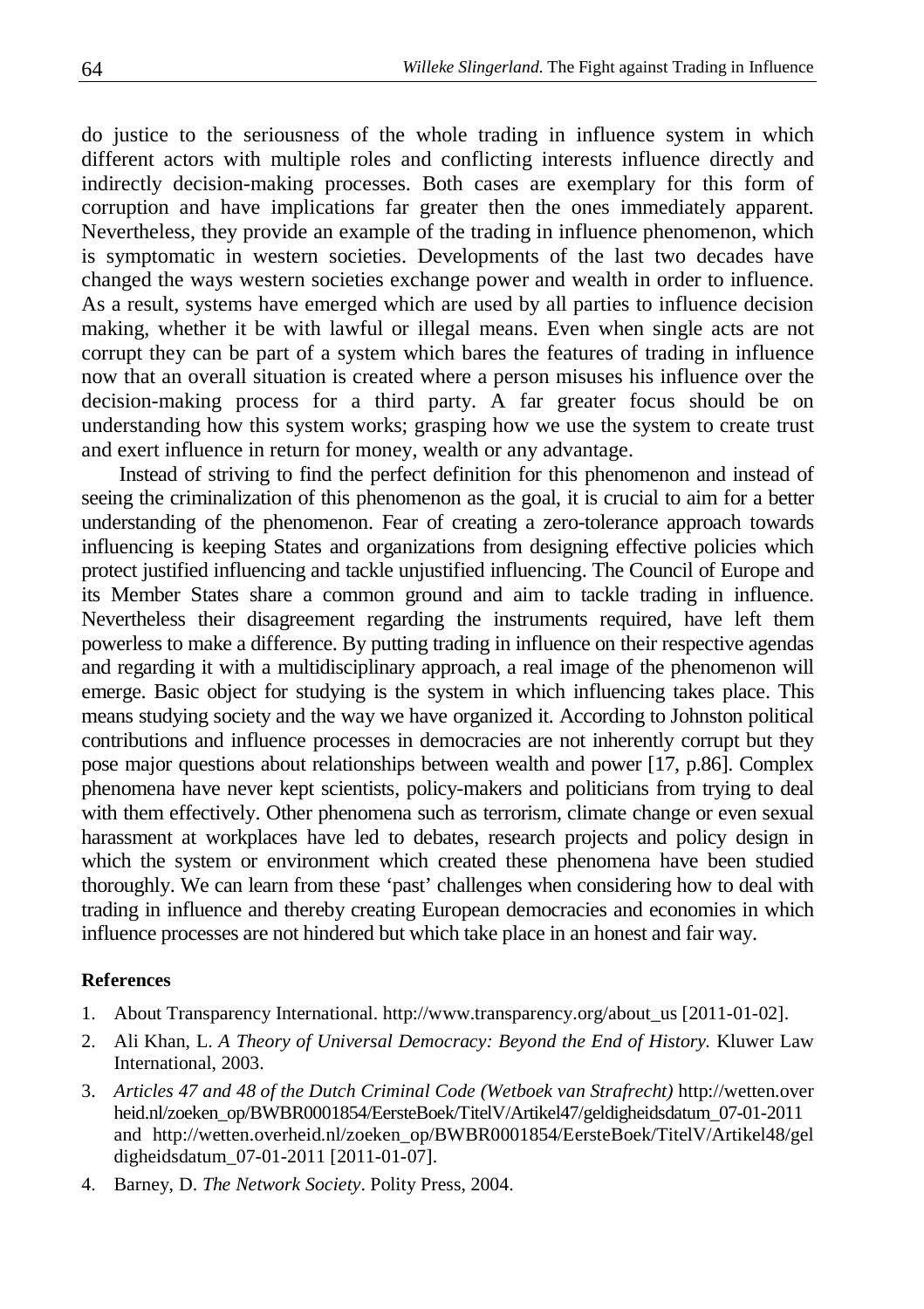do justice to the seriousness of the whole trading in influence system in which different actors with multiple roles and conflicting interests influence directly and indirectly decision-making processes. Both cases are exemplary for this form of corruption and have implications far greater then the ones immediately apparent. Nevertheless, they provide an example of the trading in influence phenomenon, which is symptomatic in western societies. Developments of the last two decades have changed the ways western societies exchange power and wealth in order to influence. As a result, systems have emerged which are used by all parties to influence decision making, whether it be with lawful or illegal means. Even when single acts are not corrupt they can be part of a system which bares the features of trading in influence now that an overall situation is created where a person misuses his influence over the decision-making process for a third party. A far greater focus should be on understanding how this system works; grasping how we use the system to create trust and exert influence in return for money, wealth or any advantage.

Instead of striving to find the perfect definition for this phenomenon and instead of seeing the criminalization of this phenomenon as the goal, it is crucial to aim for a better understanding of the phenomenon. Fear of creating a zero-tolerance approach towards influencing is keeping States and organizations from designing effective policies which protect justified influencing and tackle unjustified influencing. The Council of Europe and its Member States share a common ground and aim to tackle trading in influence. Nevertheless their disagreement regarding the instruments required, have left them powerless to make a difference. By putting trading in influence on their respective agendas and regarding it with a multidisciplinary approach, a real image of the phenomenon will emerge. Basic object for studying is the system in which influencing takes place. This means studying society and the way we have organized it. According to Johnston political contributions and influence processes in democracies are not inherently corrupt but they pose major questions about relationships between wealth and power [17, p.86]. Complex phenomena have never kept scientists, policy-makers and politicians from trying to deal with them effectively. Other phenomena such as terrorism, climate change or even sexual harassment at workplaces have led to debates, research projects and policy design in which the system or environment which created these phenomena have been studied thoroughly. We can learn from these 'past' challenges when considering how to deal with trading in influence and thereby creating European democracies and economies in which influence processes are not hindered but which take place in an honest and fair way.

**References**

1. About Transparency International. http://www.transparency.org/about_us [2011-01-02].
2. Ali Khan, L. *A Theory of Universal Democracy: Beyond the End of History.* Kluwer Law International, 2003.
3. *Articles 47 and 48 of the Dutch Criminal Code (Wetboek van Strafrecht)* http://wetten.overheid.nl/zoeken_op/BWBR0001854/EersteBoek/TitelV/Artikel47/geldigheidsdatum_07-01-2011 and http://wetten.overheid.nl/zoeken_op/BWBR0001854/EersteBoek/TitelV/Artikel48/geldigheidsdatum_07-01-2011 [2011-01-07].
4. Barney, D. *The Network Society*. Polity Press, 2004.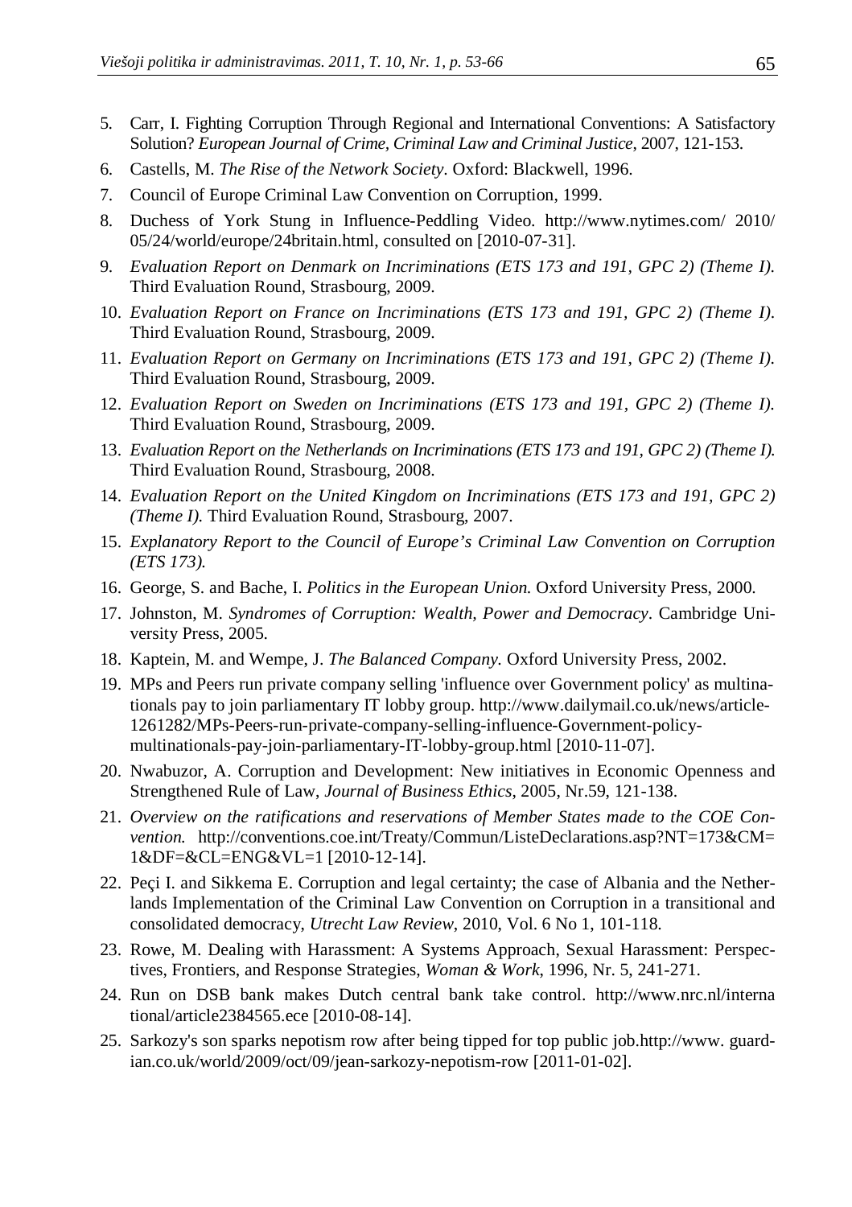5. Carr, I. Fighting Corruption Through Regional and International Conventions: A Satisfactory Solution? *European Journal of Crime, Criminal Law and Criminal Justice*, 2007, 121-153.
6. Castells, M. *The Rise of the Network Society*. Oxford: Blackwell, 1996.
7. Council of Europe Criminal Law Convention on Corruption, 1999.
8. Duchess of York Stung in Influence-Peddling Video. http://www.nytimes.com/ 2010/ 05/24/world/europe/24britain.html, consulted on [2010-07-31].
9. *Evaluation Report on Denmark on Incriminations (ETS 173 and 191, GPC 2) (Theme I).* Third Evaluation Round, Strasbourg, 2009.
10. *Evaluation Report on France on Incriminations (ETS 173 and 191, GPC 2) (Theme I).* Third Evaluation Round, Strasbourg, 2009.
11. *Evaluation Report on Germany on Incriminations (ETS 173 and 191, GPC 2) (Theme I).* Third Evaluation Round, Strasbourg, 2009.
12. *Evaluation Report on Sweden on Incriminations (ETS 173 and 191, GPC 2) (Theme I).* Third Evaluation Round, Strasbourg, 2009.
13. *Evaluation Report on the Netherlands on Incriminations (ETS 173 and 191, GPC 2) (Theme I).* Third Evaluation Round, Strasbourg, 2008.
14. *Evaluation Report on the United Kingdom on Incriminations (ETS 173 and 191, GPC 2) (Theme I).* Third Evaluation Round, Strasbourg, 2007.
15. *Explanatory Report to the Council of Europe's Criminal Law Convention on Corruption (ETS 173).*
16. George, S. and Bache, I. *Politics in the European Union.* Oxford University Press, 2000.
17. Johnston, M. *Syndromes of Corruption: Wealth, Power and Democracy*. Cambridge University Press, 2005.
18. Kaptein, M. and Wempe, J. *The Balanced Company.* Oxford University Press, 2002.
19. MPs and Peers run private company selling 'influence over Government policy' as multinationals pay to join parliamentary IT lobby group. http://www.dailymail.co.uk/news/article-1261282/MPs-Peers-run-private-company-selling-influence-Government-policy-multinationals-pay-join-parliamentary-IT-lobby-group.html [2010-11-07].
20. Nwabuzor, A. Corruption and Development: New initiatives in Economic Openness and Strengthened Rule of Law, *Journal of Business Ethics*, 2005, Nr.59, 121-138.
21. *Overview on the ratifications and reservations of Member States made to the COE Convention.* http://conventions.coe.int/Treaty/Commun/ListeDeclarations.asp?NT=173&CM=1&DF=&CL=ENG&VL=1 [2010-12-14].
22. Peçi I. and Sikkema E. Corruption and legal certainty; the case of Albania and the Netherlands Implementation of the Criminal Law Convention on Corruption in a transitional and consolidated democracy, *Utrecht Law Review*, 2010, Vol. 6 No 1, 101-118.
23. Rowe, M. Dealing with Harassment: A Systems Approach, Sexual Harassment: Perspectives, Frontiers, and Response Strategies, *Woman & Work*, 1996, Nr. 5, 241-271.
24. Run on DSB bank makes Dutch central bank take control. http://www.nrc.nl/international/article2384565.ece [2010-08-14].
25. Sarkozy's son sparks nepotism row after being tipped for top public job.http://www. guardian.co.uk/world/2009/oct/09/jean-sarkozy-nepotism-row [2011-01-02].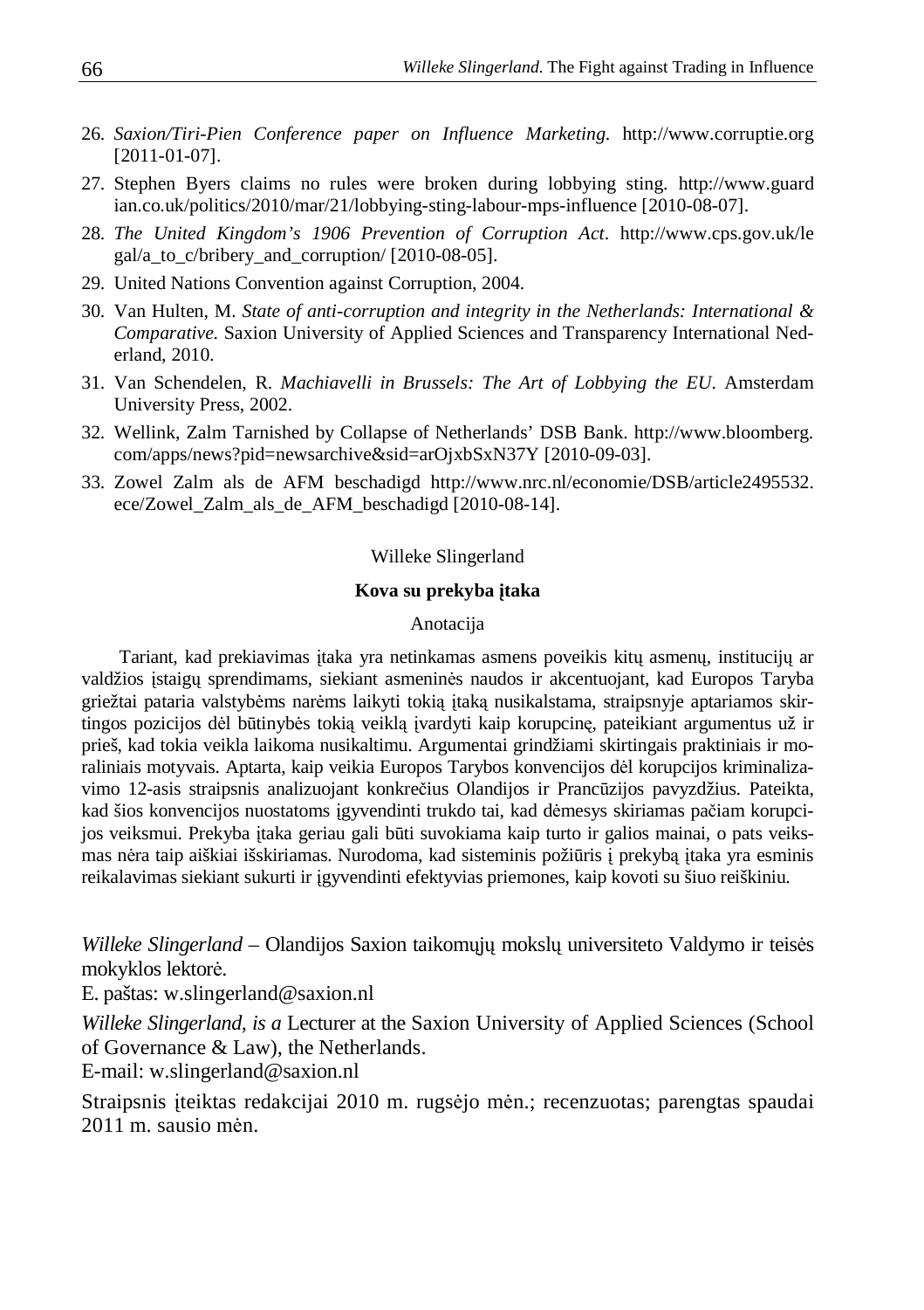26. *Saxion/Tiri-Pien Conference paper on Influence Marketing.* http://www.corruptie.org [2011-01-07].
27. Stephen Byers claims no rules were broken during lobbying sting. http://www.guardian.co.uk/politics/2010/mar/21/lobbying-sting-labour-mps-influence [2010-08-07].
28. *The United Kingdom's 1906 Prevention of Corruption Act*. http://www.cps.gov.uk/legal/a_to_c/bribery_and_corruption/ [2010-08-05].
29. United Nations Convention against Corruption, 2004.
30. Van Hulten, M. *State of anti-corruption and integrity in the Netherlands: International & Comparative.* Saxion University of Applied Sciences and Transparency International Nederland, 2010.
31. Van Schendelen, R. *Machiavelli in Brussels: The Art of Lobbying the EU*. Amsterdam University Press, 2002.
32. Wellink, Zalm Tarnished by Collapse of Netherlands' DSB Bank. http://www.bloomberg.com/apps/news?pid=newsarchive&sid=arOjxbSxN37Y [2010-09-03].
33. Zowel Zalm als de AFM beschadigd http://www.nrc.nl/economie/DSB/article2495532.ece/Zowel_Zalm_als_de_AFM_beschadigd [2010-08-14].

Willeke Slingerland

**Kova su prekyba įtaka**

Anotacija

Tariant, kad prekiavimas įtaka yra netinkamas asmens poveikis kitų asmenų, institucijų ar valdžios įstaigų sprendimams, siekiant asmeninės naudos ir akcentuojant, kad Europos Taryba griežtai pataria valstybėms narėms laikyti tokią įtaką nusikalstama, straipsnyje aptariamos skirtingos pozicijos dėl būtinybės tokią veiklą įvardyti kaip korupcinę, pateikiant argumentus už ir prieš, kad tokia veikla laikoma nusikaltimu. Argumentai grindžiami skirtingais praktiniais ir moraliniais motyvais. Aptarta, kaip veikia Europos Tarybos konvencijos dėl korupcijos kriminalizavimo 12-asis straipsnis analizuojant konkrečius Olandijos ir Prancūzijos pavyzdžius. Pateikta, kad šios konvencijos nuostatoms įgyvendinti trukdo tai, kad dėmesys skiriamas pačiam korupcijos veiksmui. Prekyba įtaka geriau gali būti suvokiama kaip turto ir galios mainai, o pats veiksmas nėra taip aiškiai išskiriamas. Nurodoma, kad sisteminis požiūris į prekybą įtaka yra esminis reikalavimas siekiant sukurti ir įgyvendinti efektyvias priemones, kaip kovoti su šiuo reiškiniu.

*Willeke Slingerland* – Olandijos Saxion taikomųjų mokslų universiteto Valdymo ir teisės mokyklos lektorė.
E. paštas: w.slingerland@saxion.nl

*Willeke Slingerland, is a* Lecturer at the Saxion University of Applied Sciences (School of Governance & Law), the Netherlands.
E-mail: w.slingerland@saxion.nl

Straipsnis įteiktas redakcijai 2010 m. rugsėjo mėn.; recenzuotas; parengtas spaudai 2011 m. sausio mėn.